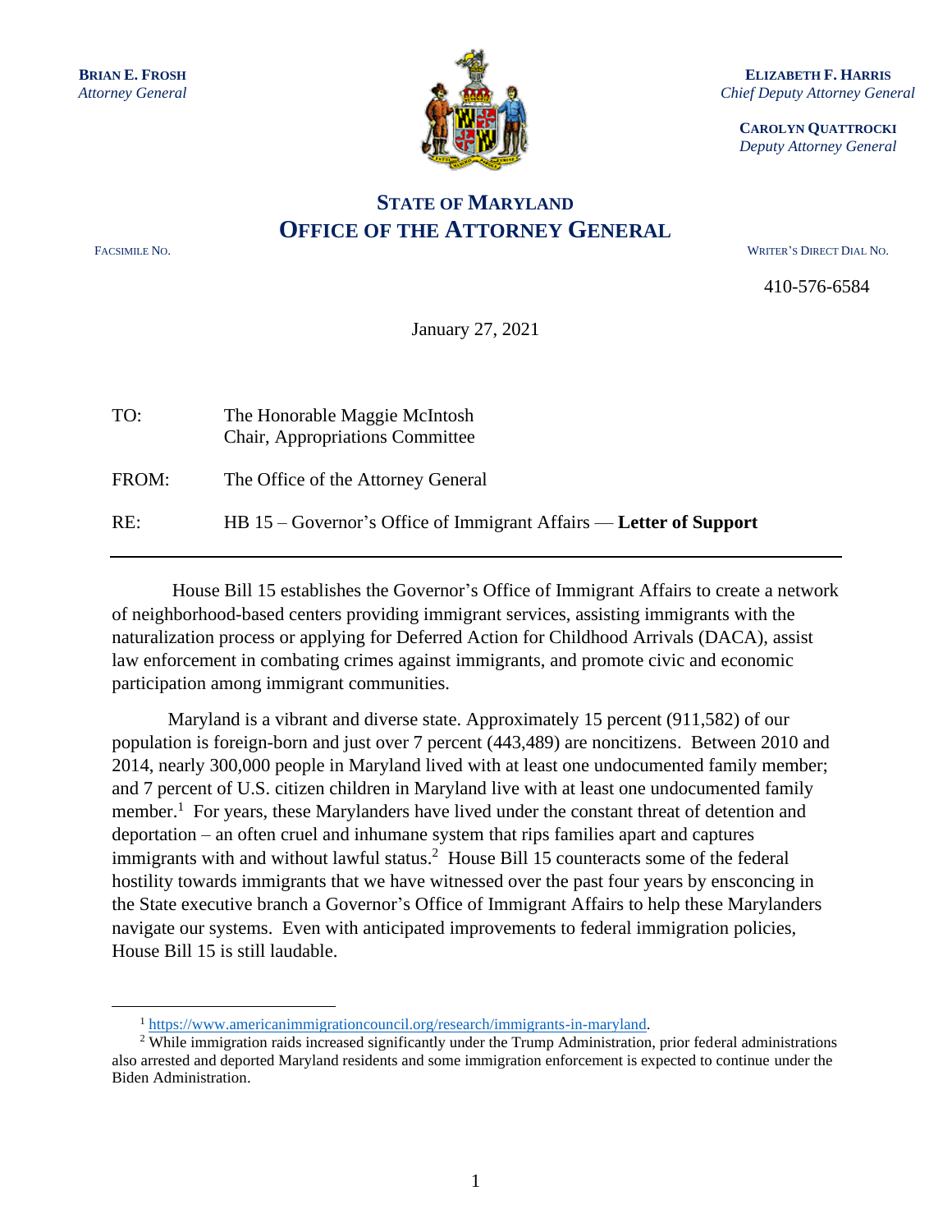**BRIAN E. FROSH**
*Attorney General*

**ELIZABETH F. HARRIS**
*Chief Deputy Attorney General*

**CAROLYN QUATTROCKI**
*Deputy Attorney General*

## STATE OF MARYLAND
# OFFICE OF THE ATTORNEY GENERAL

FACSIMILE NO.

WRITER'S DIRECT DIAL NO.

410-576-6584

January 27, 2021

TO: The Honorable Maggie McIntosh
Chair, Appropriations Committee

FROM: The Office of the Attorney General

RE: HB 15 – Governor's Office of Immigrant Affairs — **Letter of Support**

---

House Bill 15 establishes the Governor's Office of Immigrant Affairs to create a network of neighborhood-based centers providing immigrant services, assisting immigrants with the naturalization process or applying for Deferred Action for Childhood Arrivals (DACA), assist law enforcement in combating crimes against immigrants, and promote civic and economic participation among immigrant communities.

Maryland is a vibrant and diverse state. Approximately 15 percent (911,582) of our population is foreign-born and just over 7 percent (443,489) are noncitizens. Between 2010 and 2014, nearly 300,000 people in Maryland lived with at least one undocumented family member; and 7 percent of U.S. citizen children in Maryland live with at least one undocumented family member.[1] For years, these Marylanders have lived under the constant threat of detention and deportation – an often cruel and inhumane system that rips families apart and captures immigrants with and without lawful status.[2] House Bill 15 counteracts some of the federal hostility towards immigrants that we have witnessed over the past four years by ensconcing in the State executive branch a Governor's Office of Immigrant Affairs to help these Marylanders navigate our systems. Even with anticipated improvements to federal immigration policies, House Bill 15 is still laudable.

---

[1] https://www.americanimmigrationcouncil.org/research/immigrants-in-maryland.

[2] While immigration raids increased significantly under the Trump Administration, prior federal administrations also arrested and deported Maryland residents and some immigration enforcement is expected to continue under the Biden Administration.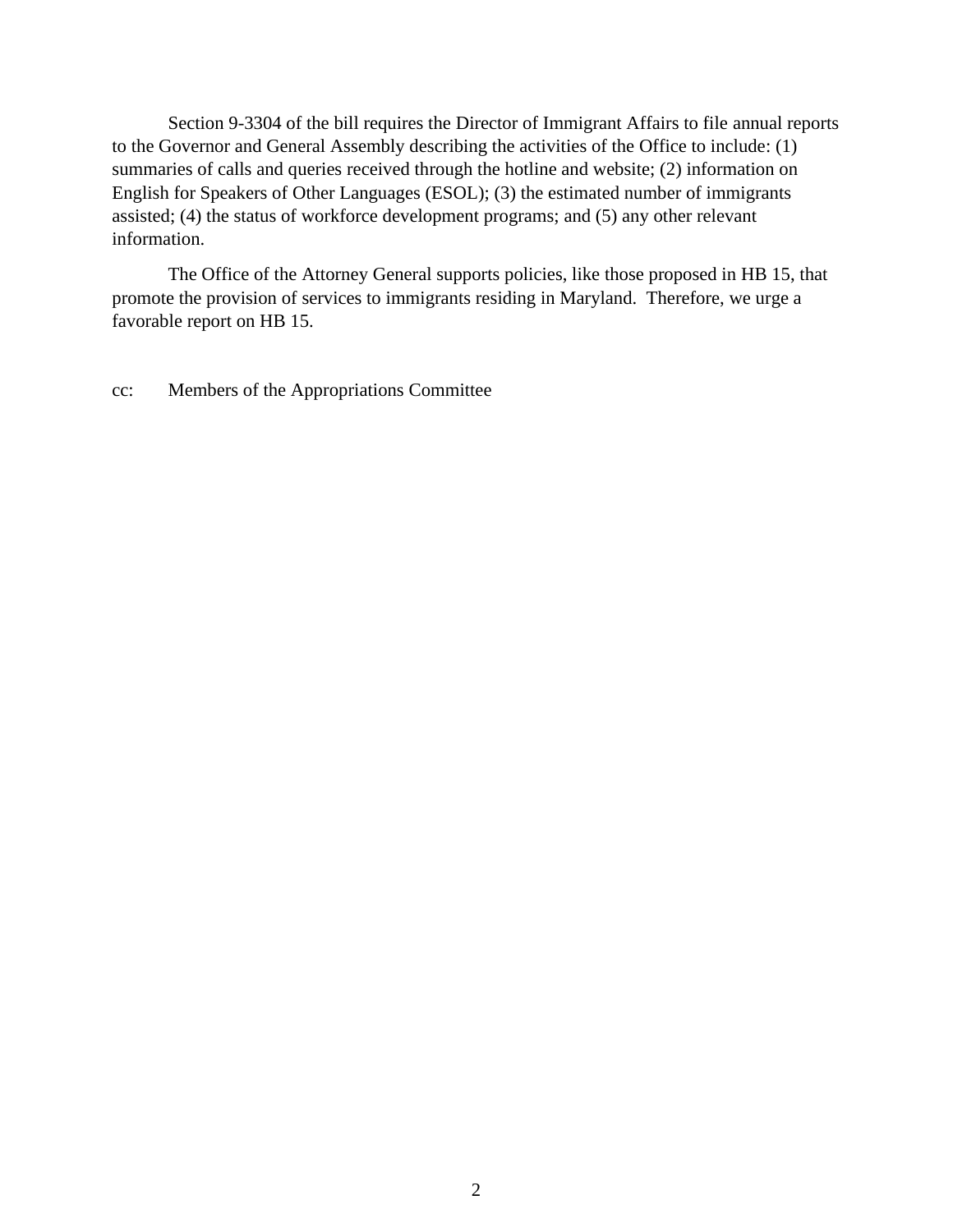Section 9-3304 of the bill requires the Director of Immigrant Affairs to file annual reports to the Governor and General Assembly describing the activities of the Office to include: (1) summaries of calls and queries received through the hotline and website; (2) information on English for Speakers of Other Languages (ESOL); (3) the estimated number of immigrants assisted; (4) the status of workforce development programs; and (5) any other relevant information.

The Office of the Attorney General supports policies, like those proposed in HB 15, that promote the provision of services to immigrants residing in Maryland. Therefore, we urge a favorable report on HB 15.

cc: Members of the Appropriations Committee